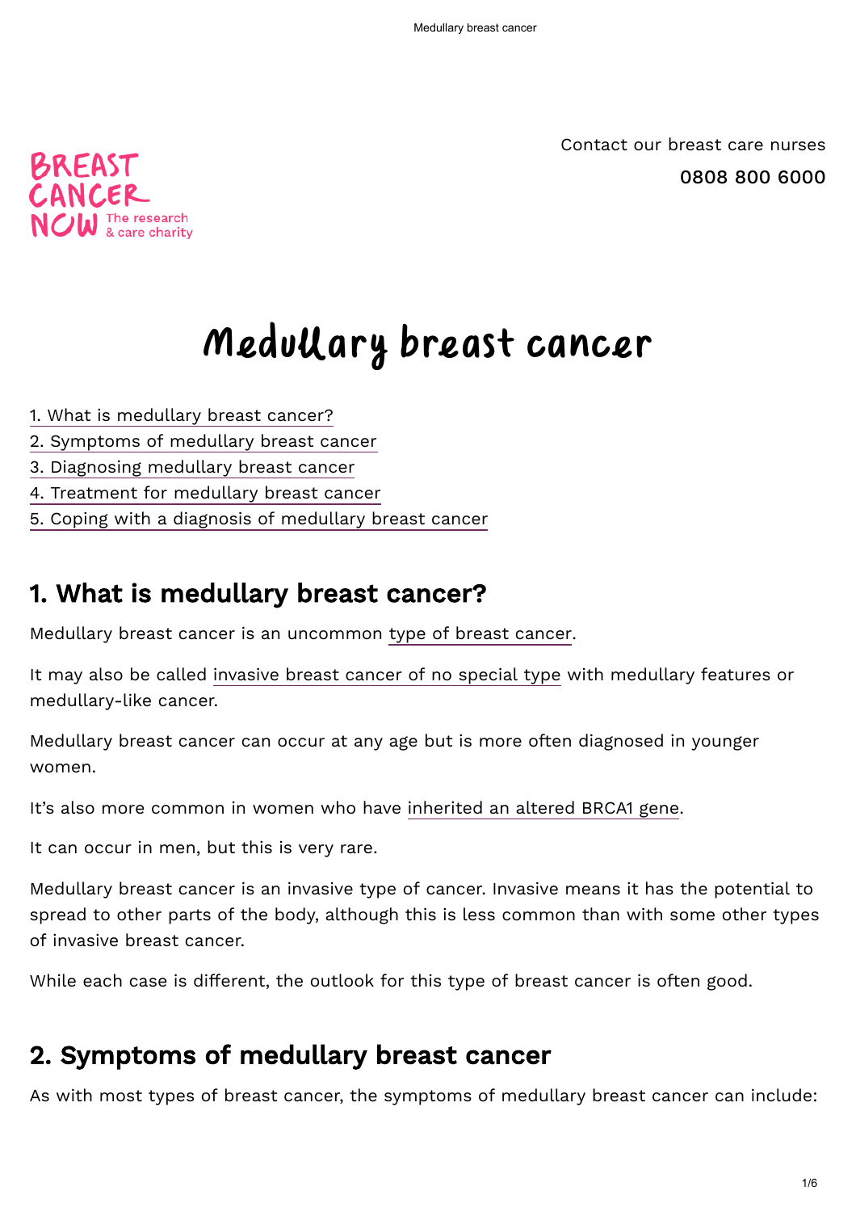Contact our breast care nurses

0808 800 6000

# Medullary breast cancer

1. What is medullary breast cancer?
2. Symptoms of medullary breast cancer
3. Diagnosing medullary breast cancer
4. Treatment for medullary breast cancer
5. Coping with a diagnosis of medullary breast cancer

## 1. What is medullary breast cancer?

Medullary breast cancer is an uncommon type of breast cancer.

It may also be called invasive breast cancer of no special type with medullary features or medullary-like cancer.

Medullary breast cancer can occur at any age but is more often diagnosed in younger women.

It's also more common in women who have inherited an altered BRCA1 gene.

It can occur in men, but this is very rare.

Medullary breast cancer is an invasive type of cancer. Invasive means it has the potential to spread to other parts of the body, although this is less common than with some other types of invasive breast cancer.

While each case is different, the outlook for this type of breast cancer is often good.

## 2. Symptoms of medullary breast cancer

As with most types of breast cancer, the symptoms of medullary breast cancer can include: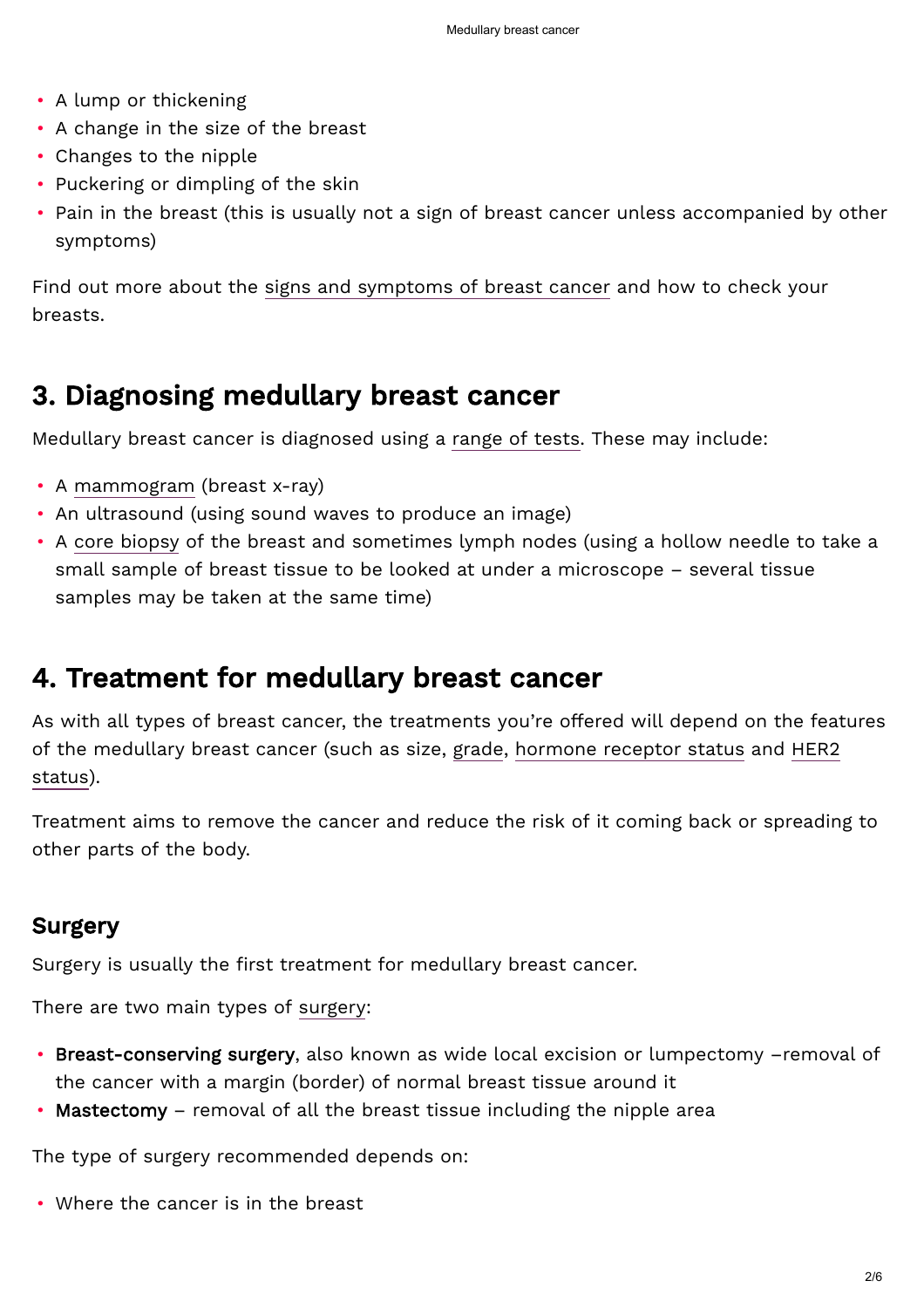- A lump or thickening
- A change in the size of the breast
- Changes to the nipple
- Puckering or dimpling of the skin
- Pain in the breast (this is usually not a sign of breast cancer unless accompanied by other symptoms)

Find out more about the signs and symptoms of breast cancer and how to check your breasts.

## 3. Diagnosing medullary breast cancer

Medullary breast cancer is diagnosed using a range of tests. These may include:

- A mammogram (breast x-ray)
- An ultrasound (using sound waves to produce an image)
- A core biopsy of the breast and sometimes lymph nodes (using a hollow needle to take a small sample of breast tissue to be looked at under a microscope – several tissue samples may be taken at the same time)

## 4. Treatment for medullary breast cancer

As with all types of breast cancer, the treatments you're offered will depend on the features of the medullary breast cancer (such as size, grade, hormone receptor status and HER2 status).

Treatment aims to remove the cancer and reduce the risk of it coming back or spreading to other parts of the body.

### Surgery

Surgery is usually the first treatment for medullary breast cancer.

There are two main types of surgery:

- **Breast-conserving surgery**, also known as wide local excision or lumpectomy –removal of the cancer with a margin (border) of normal breast tissue around it
- **Mastectomy** – removal of all the breast tissue including the nipple area

The type of surgery recommended depends on:

- Where the cancer is in the breast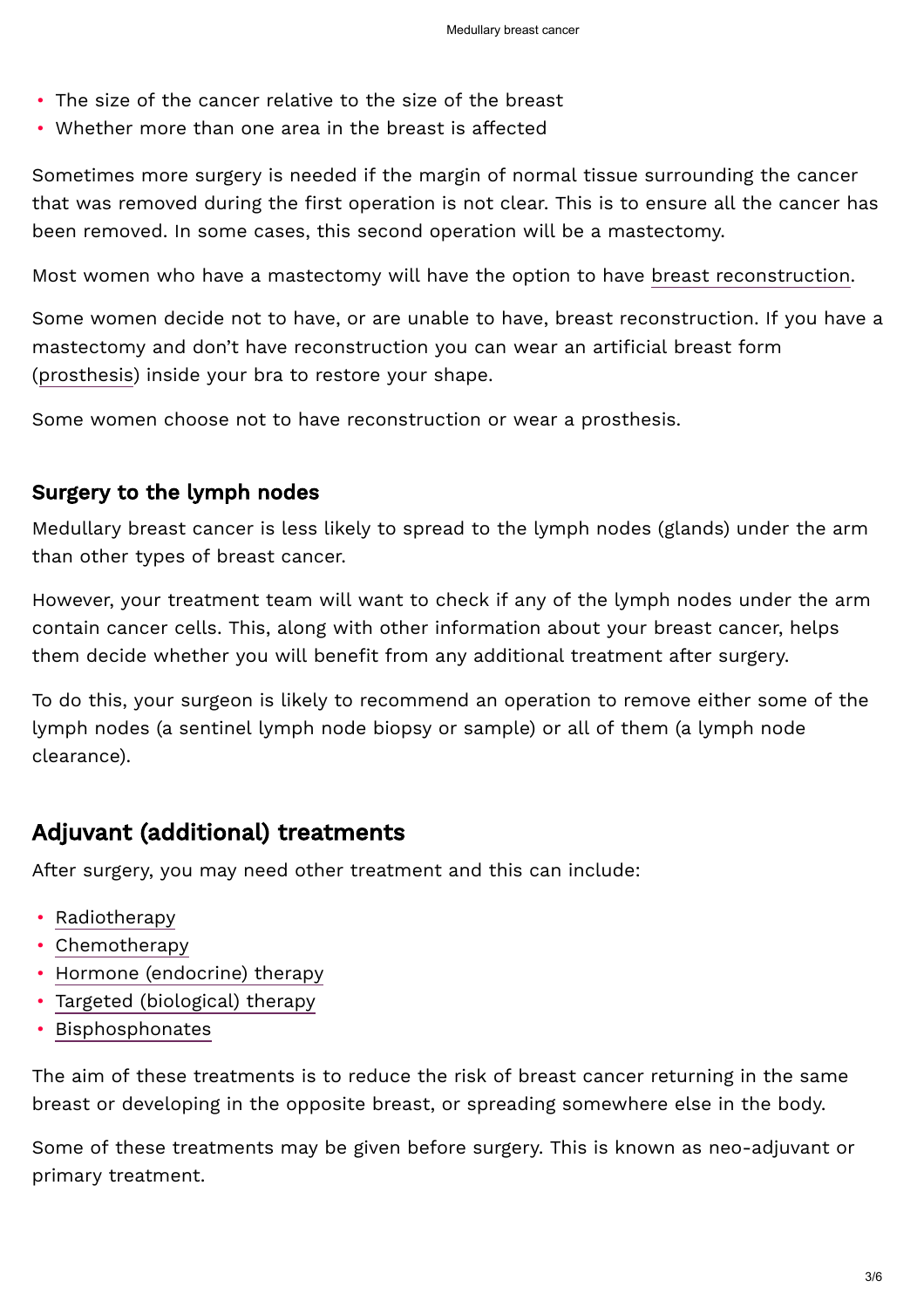- The size of the cancer relative to the size of the breast
- Whether more than one area in the breast is affected

Sometimes more surgery is needed if the margin of normal tissue surrounding the cancer that was removed during the first operation is not clear. This is to ensure all the cancer has been removed. In some cases, this second operation will be a mastectomy.

Most women who have a mastectomy will have the option to have breast reconstruction.

Some women decide not to have, or are unable to have, breast reconstruction. If you have a mastectomy and don't have reconstruction you can wear an artificial breast form (prosthesis) inside your bra to restore your shape.

Some women choose not to have reconstruction or wear a prosthesis.

### Surgery to the lymph nodes

Medullary breast cancer is less likely to spread to the lymph nodes (glands) under the arm than other types of breast cancer.

However, your treatment team will want to check if any of the lymph nodes under the arm contain cancer cells. This, along with other information about your breast cancer, helps them decide whether you will benefit from any additional treatment after surgery.

To do this, your surgeon is likely to recommend an operation to remove either some of the lymph nodes (a sentinel lymph node biopsy or sample) or all of them (a lymph node clearance).

## Adjuvant (additional) treatments

After surgery, you may need other treatment and this can include:

- Radiotherapy
- Chemotherapy
- Hormone (endocrine) therapy
- Targeted (biological) therapy
- Bisphosphonates

The aim of these treatments is to reduce the risk of breast cancer returning in the same breast or developing in the opposite breast, or spreading somewhere else in the body.

Some of these treatments may be given before surgery. This is known as neo-adjuvant or primary treatment.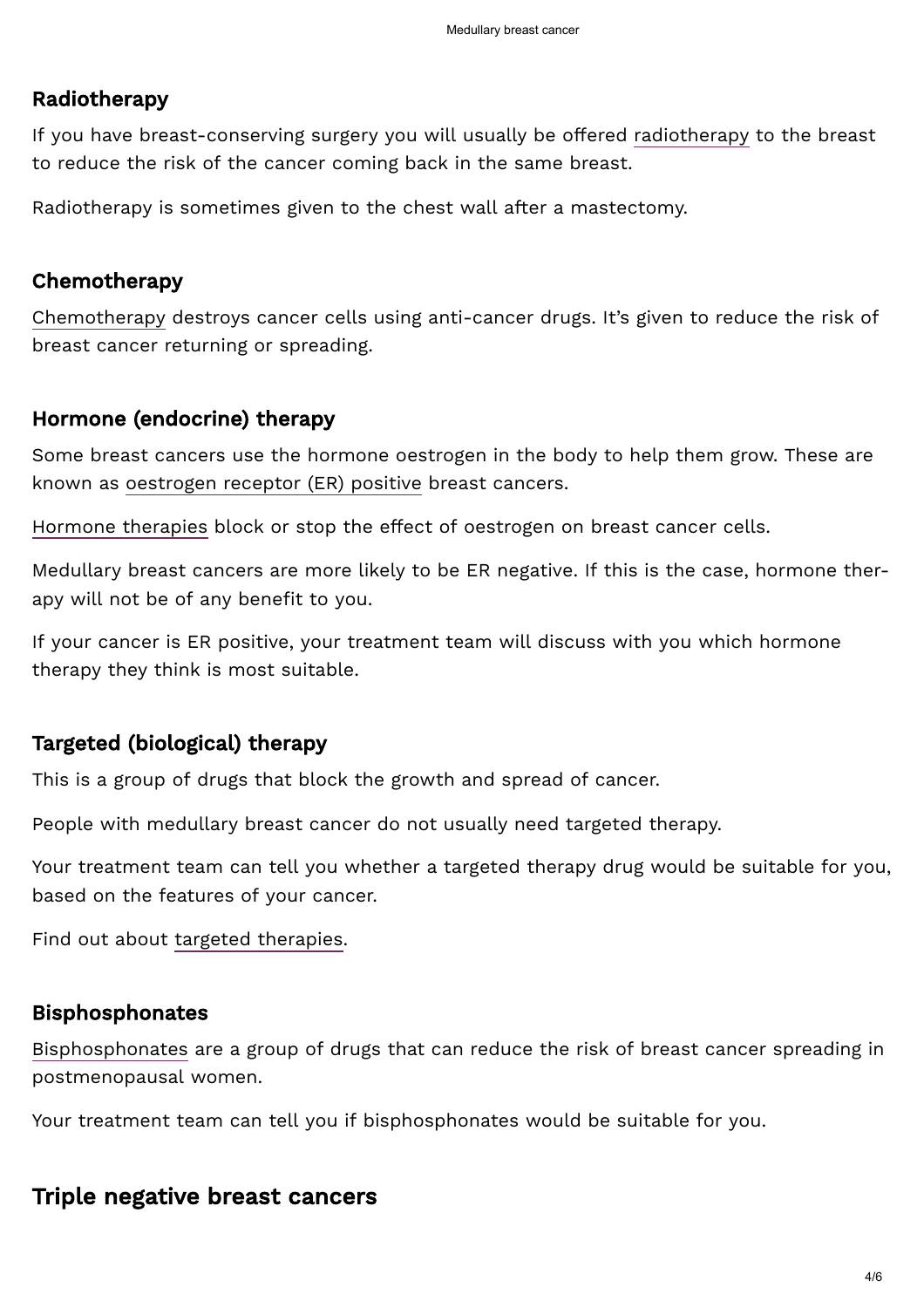### Radiotherapy

If you have breast-conserving surgery you will usually be offered radiotherapy to the breast to reduce the risk of the cancer coming back in the same breast.

Radiotherapy is sometimes given to the chest wall after a mastectomy.

### Chemotherapy

Chemotherapy destroys cancer cells using anti-cancer drugs. It's given to reduce the risk of breast cancer returning or spreading.

### Hormone (endocrine) therapy

Some breast cancers use the hormone oestrogen in the body to help them grow. These are known as oestrogen receptor (ER) positive breast cancers.

Hormone therapies block or stop the effect of oestrogen on breast cancer cells.

Medullary breast cancers are more likely to be ER negative. If this is the case, hormone therapy will not be of any benefit to you.

If your cancer is ER positive, your treatment team will discuss with you which hormone therapy they think is most suitable.

### Targeted (biological) therapy

This is a group of drugs that block the growth and spread of cancer.

People with medullary breast cancer do not usually need targeted therapy.

Your treatment team can tell you whether a targeted therapy drug would be suitable for you, based on the features of your cancer.

Find out about targeted therapies.

### Bisphosphonates

Bisphosphonates are a group of drugs that can reduce the risk of breast cancer spreading in postmenopausal women.

Your treatment team can tell you if bisphosphonates would be suitable for you.

## Triple negative breast cancers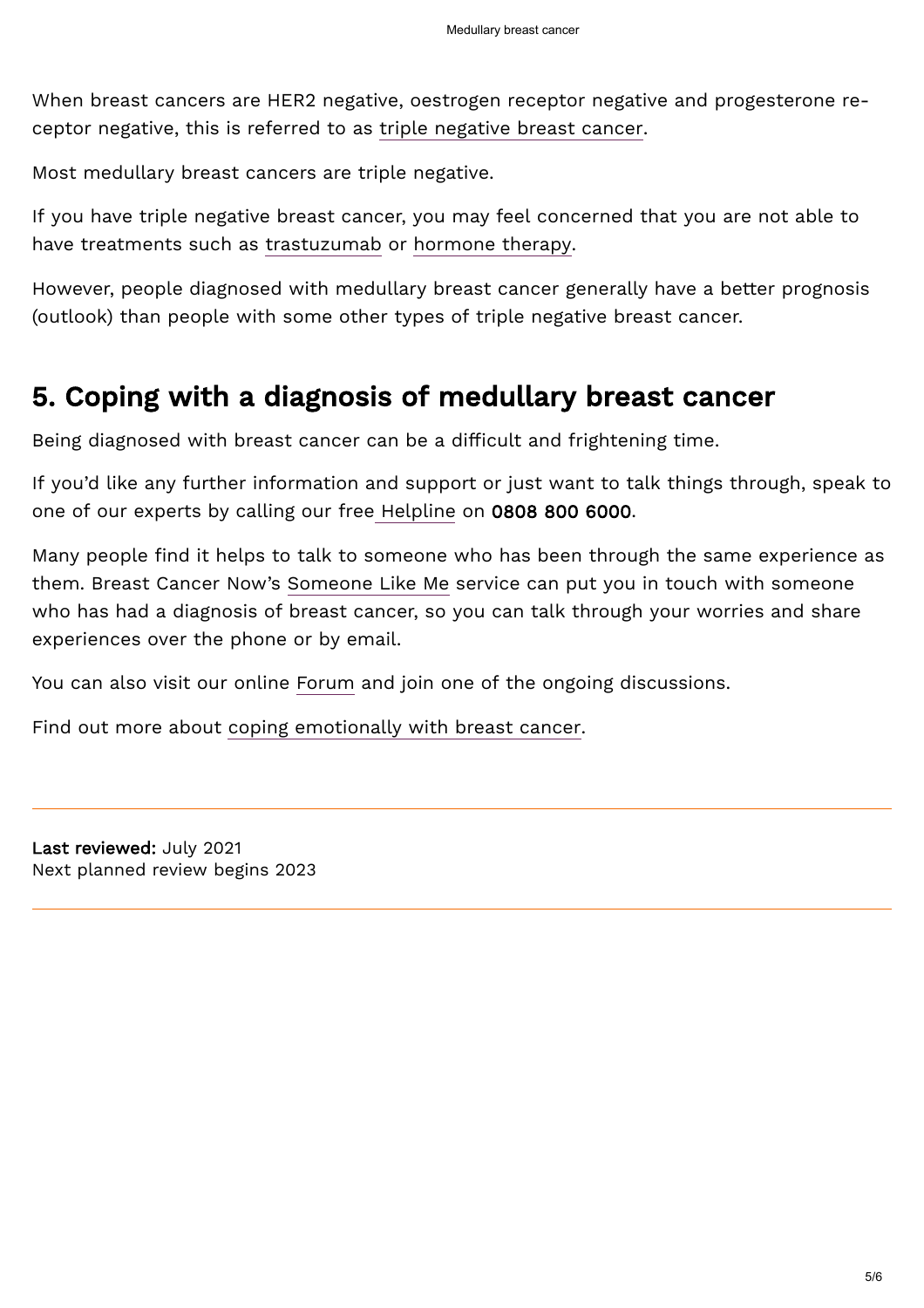When breast cancers are HER2 negative, oestrogen receptor negative and progesterone receptor negative, this is referred to as triple negative breast cancer.

Most medullary breast cancers are triple negative.

If you have triple negative breast cancer, you may feel concerned that you are not able to have treatments such as trastuzumab or hormone therapy.

However, people diagnosed with medullary breast cancer generally have a better prognosis (outlook) than people with some other types of triple negative breast cancer.

## 5. Coping with a diagnosis of medullary breast cancer

Being diagnosed with breast cancer can be a difficult and frightening time.

If you'd like any further information and support or just want to talk things through, speak to one of our experts by calling our free Helpline on **0808 800 6000**.

Many people find it helps to talk to someone who has been through the same experience as them. Breast Cancer Now's Someone Like Me service can put you in touch with someone who has had a diagnosis of breast cancer, so you can talk through your worries and share experiences over the phone or by email.

You can also visit our online Forum and join one of the ongoing discussions.

Find out more about coping emotionally with breast cancer.

---

**Last reviewed:** July 2021
Next planned review begins 2023